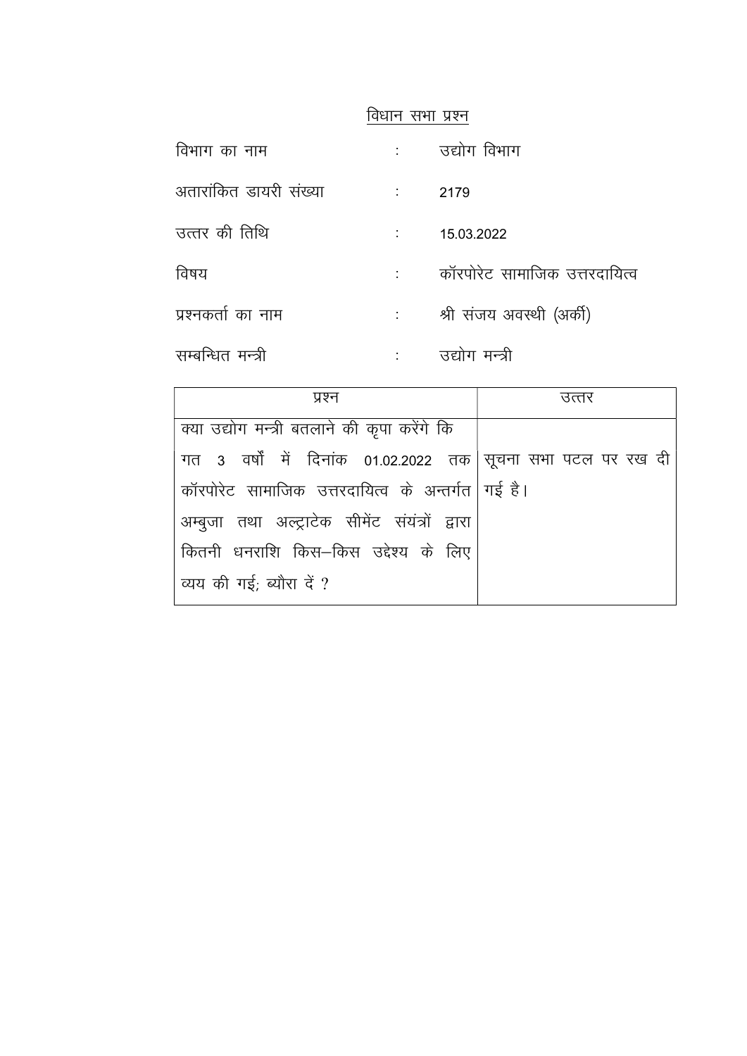## विधान सभा प्रश्न

विभाग का नाम : उद्योग विभाग

अतारांकित डायरी संख्या : 2179

उत्तर की तिथि : 15.03.2022

विषय : कॉरपोरेट सामाजिक उत्तरदायित्व

प्रश्नकर्ता का नाम : श्री संजय अवस्थी (अर्की)

सम्बन्धित मन्त्री : उद्योग मन्त्री

| प्रश्न | उत्तर |
|---|---|
| क्या उद्योग मन्त्री बतलाने की कृपा करेंगे कि गत 3 वर्षों में दिनांक 01.02.2022 तक कॉरपोरेट सामाजिक उत्तरदायित्व के अन्तर्गत अम्बुजा तथा अल्ट्राटेक सीमेंट संयंत्रों द्वारा कितनी धनराशि किस–किस उद्देश्य के लिए व्यय की गई; ब्यौरा दें ? | सूचना सभा पटल पर रख दी गई है। |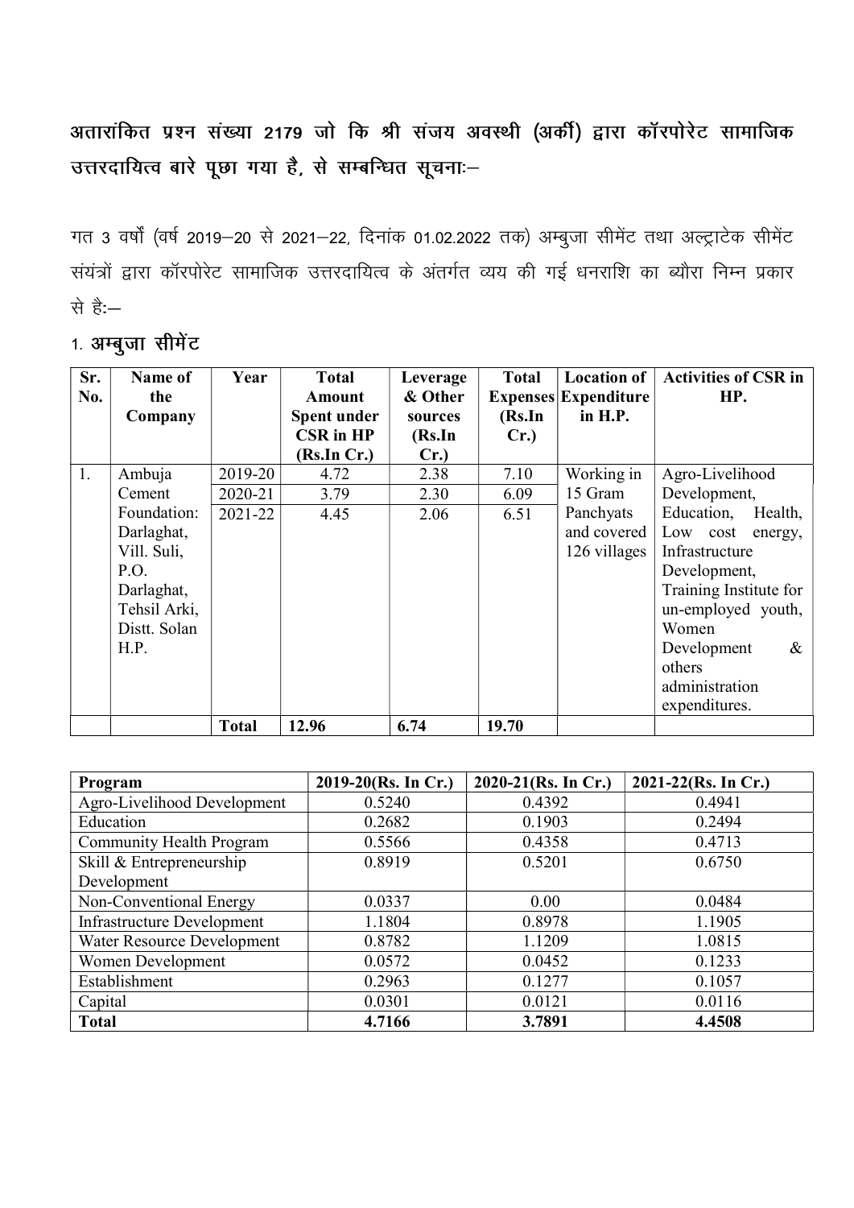**अतारांकित प्रश्न संख्या 2179 जो कि श्री संजय अवस्थी (अर्की) द्वारा कॉरपोरेट सामाजिक उत्तरदायित्व बारे पूछा गया है, से सम्बन्धित सूचनाः–**

गत 3 वर्षों (वर्ष 2019–20 से 2021–22, दिनांक 01.02.2022 तक) अम्बुजा सीमेंट तथा अल्ट्राटेक सीमेंट संयंत्रों द्वारा कॉरपोरेट सामाजिक उत्तरदायित्व के अंतर्गत व्यय की गई धनराशि का ब्यौरा निम्न प्रकार से है:–

1. **अम्बुजा सीमेंट**

| Sr. No. | Name of the Company | Year | Total Amount Spent under CSR in HP (Rs.In Cr.) | Leverage & Other sources (Rs.In Cr.) | Total Expenses (Rs.In Cr.) | Location of Expenditure in H.P. | Activities of CSR in HP. |
|---|---|---|---|---|---|---|---|
| 1. | Ambuja Cement Foundation: Darlaghat, Vill. Suli, P.O. Darlaghat, Tehsil Arki, Distt. Solan H.P. | 2019-20 | 4.72 | 2.38 | 7.10 | Working in 15 Gram Panchyats and covered 126 villages | Agro-Livelihood Development, Education, Health, Low cost energy, Infrastructure Development, Training Institute for un-employed youth, Women Development & others administration expenditures. |
| | | 2020-21 | 3.79 | 2.30 | 6.09 | | |
| | | 2021-22 | 4.45 | 2.06 | 6.51 | | |
| | | **Total** | **12.96** | **6.74** | **19.70** | | |

| Program | 2019-20(Rs. In Cr.) | 2020-21(Rs. In Cr.) | 2021-22(Rs. In Cr.) |
|---|---|---|---|
| Agro-Livelihood Development | 0.5240 | 0.4392 | 0.4941 |
| Education | 0.2682 | 0.1903 | 0.2494 |
| Community Health Program | 0.5566 | 0.4358 | 0.4713 |
| Skill & Entrepreneurship Development | 0.8919 | 0.5201 | 0.6750 |
| Non-Conventional Energy | 0.0337 | 0.00 | 0.0484 |
| Infrastructure Development | 1.1804 | 0.8978 | 1.1905 |
| Water Resource Development | 0.8782 | 1.1209 | 1.0815 |
| Women Development | 0.0572 | 0.0452 | 0.1233 |
| Establishment | 0.2963 | 0.1277 | 0.1057 |
| Capital | 0.0301 | 0.0121 | 0.0116 |
| **Total** | **4.7166** | **3.7891** | **4.4508** |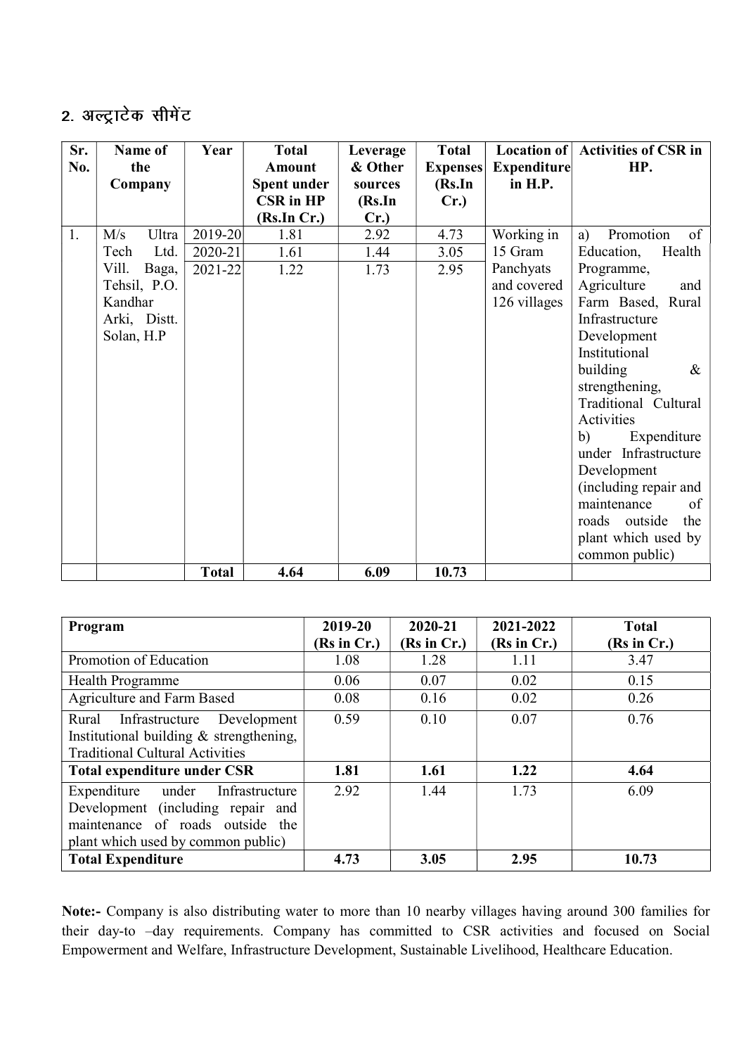## 2. अल्ट्राटेक सीमेंट

| Sr. No. | Name of the Company | Year | Total Amount Spent under CSR in HP (Rs.In Cr.) | Leverage & Other sources (Rs.In Cr.) | Total Expenses (Rs.In Cr.) | Location of Expenditure in H.P. | Activities of CSR in HP. |
|---|---|---|---|---|---|---|---|
| 1. | M/s Ultra Tech Ltd. Vill. Baga, Tehsil, P.O. Kandhar Arki, Distt. Solan, H.P | 2019-20 | 1.81 | 2.92 | 4.73 | Working in 15 Gram Panchyats and covered 126 villages | a) Promotion of Education, Health Programme, Agriculture and Farm Based, Rural Infrastructure Development Institutional building & strengthening, Traditional Cultural Activities b) Expenditure under Infrastructure Development (including repair and maintenance of roads outside the plant which used by common public) |
| | | 2020-21 | 1.61 | 1.44 | 3.05 | | |
| | | 2021-22 | 1.22 | 1.73 | 2.95 | | |
| | | **Total** | **4.64** | **6.09** | **10.73** | | |

| Program | 2019-20 (Rs in Cr.) | 2020-21 (Rs in Cr.) | 2021-2022 (Rs in Cr.) | Total (Rs in Cr.) |
|---|---|---|---|---|
| Promotion of Education | 1.08 | 1.28 | 1.11 | 3.47 |
| Health Programme | 0.06 | 0.07 | 0.02 | 0.15 |
| Agriculture and Farm Based | 0.08 | 0.16 | 0.02 | 0.26 |
| Rural Infrastructure Development Institutional building & strengthening, Traditional Cultural Activities | 0.59 | 0.10 | 0.07 | 0.76 |
| **Total expenditure under CSR** | **1.81** | **1.61** | **1.22** | **4.64** |
| Expenditure under Infrastructure Development (including repair and maintenance of roads outside the plant which used by common public) | 2.92 | 1.44 | 1.73 | 6.09 |
| **Total Expenditure** | **4.73** | **3.05** | **2.95** | **10.73** |

**Note:-** Company is also distributing water to more than 10 nearby villages having around 300 families for their day-to –day requirements. Company has committed to CSR activities and focused on Social Empowerment and Welfare, Infrastructure Development, Sustainable Livelihood, Healthcare Education.